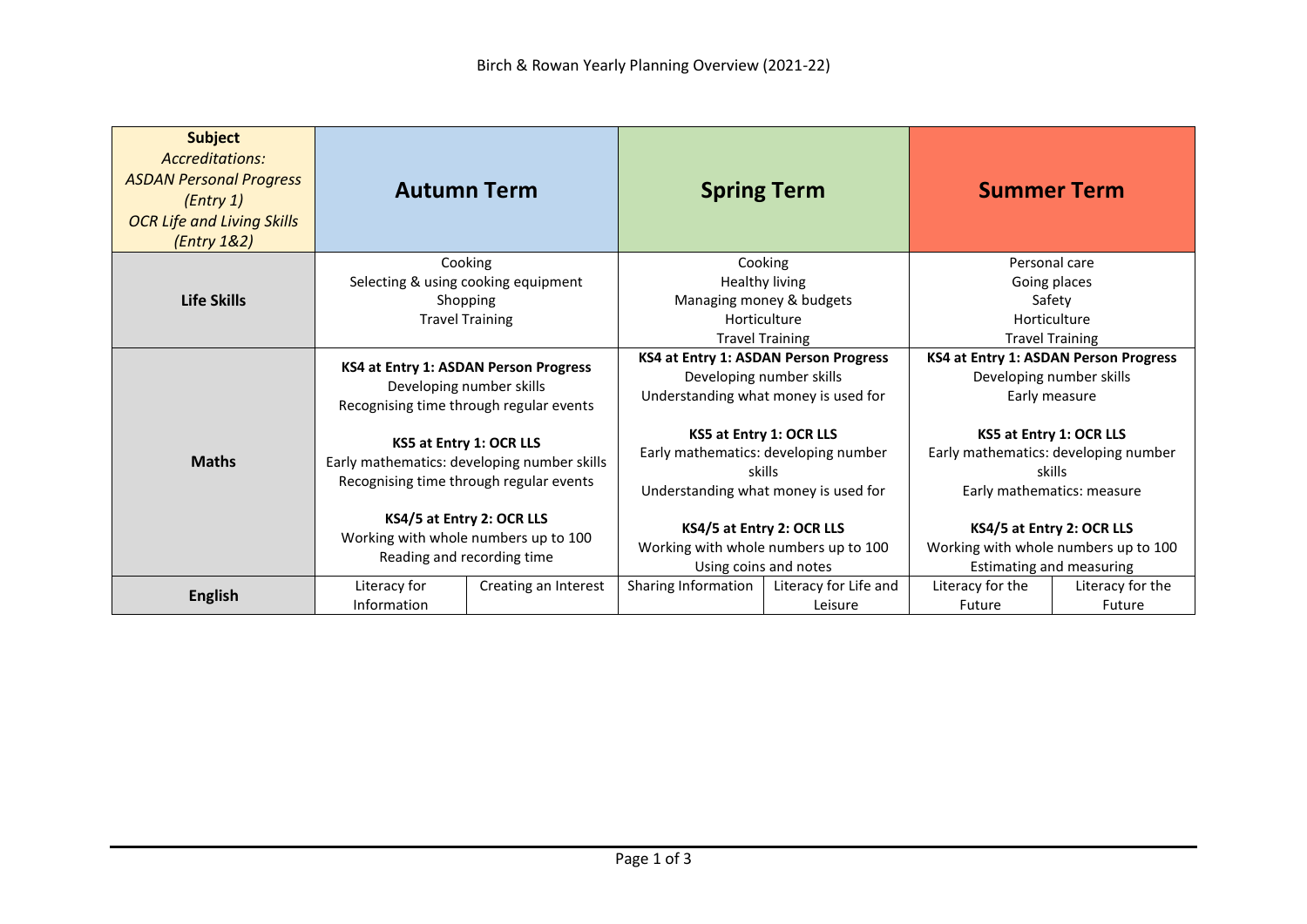# Birch & Rowan Yearly Planning Overview (2021-22)

| **Subject**<br>*Accreditations:*<br>*ASDAN Personal Progress (Entry 1)*<br>*OCR Life and Living Skills (Entry 1&2)* | **Autumn Term** | | **Spring Term** | | **Summer Term** | |
|---|---|---|---|---|---|---|
| **Life Skills** | Cooking<br>Selecting & using cooking equipment<br>Shopping<br>Travel Training | | Cooking<br>Healthy living<br>Managing money & budgets<br>Horticulture<br>Travel Training | | Personal care<br>Going places<br>Safety<br>Horticulture<br>Travel Training | |
| **Maths** | **KS4 at Entry 1: ASDAN Person Progress**<br>Developing number skills<br>Recognising time through regular events<br><br>**KS5 at Entry 1: OCR LLS**<br>Early mathematics: developing number skills<br>Recognising time through regular events<br><br>**KS4/5 at Entry 2: OCR LLS**<br>Working with whole numbers up to 100<br>Reading and recording time | | **KS4 at Entry 1: ASDAN Person Progress**<br>Developing number skills<br>Understanding what money is used for<br><br>**KS5 at Entry 1: OCR LLS**<br>Early mathematics: developing number skills<br>Understanding what money is used for<br><br>**KS4/5 at Entry 2: OCR LLS**<br>Working with whole numbers up to 100<br>Using coins and notes | | **KS4 at Entry 1: ASDAN Person Progress**<br>Developing number skills<br>Early measure<br><br>**KS5 at Entry 1: OCR LLS**<br>Early mathematics: developing number skills<br>Early mathematics: measure<br><br>**KS4/5 at Entry 2: OCR LLS**<br>Working with whole numbers up to 100<br>Estimating and measuring | |
| **English** | Literacy for Information | Creating an Interest | Sharing Information | Literacy for Life and Leisure | Literacy for the Future | Literacy for the Future |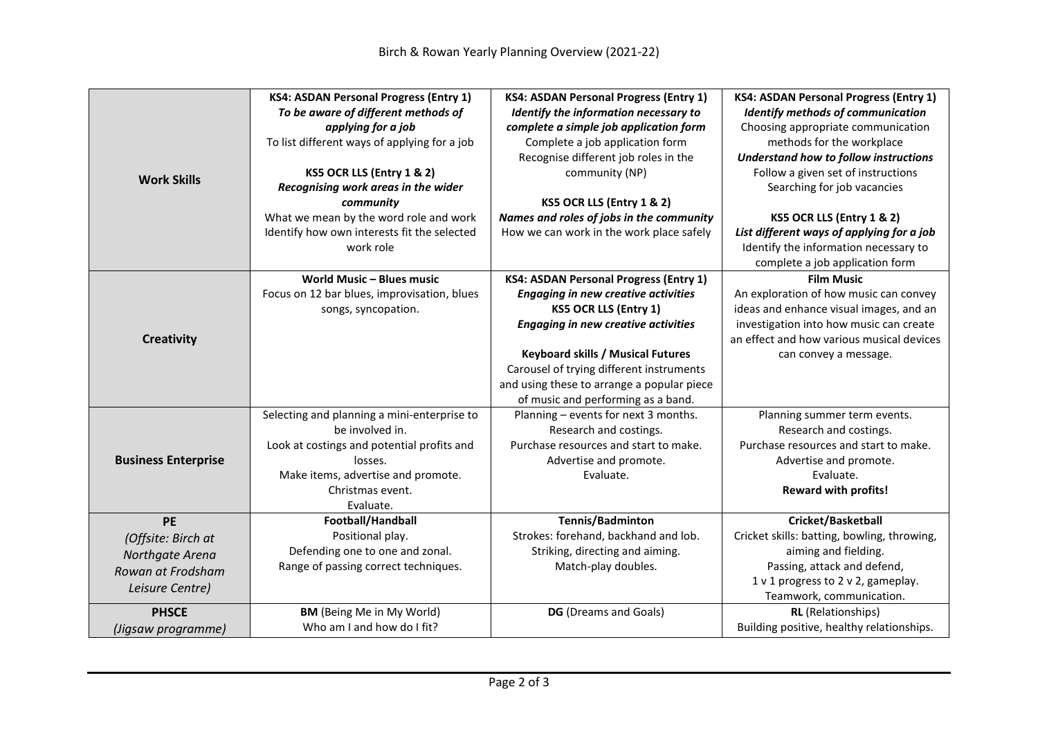Birch & Rowan Yearly Planning Overview (2021-22)

| | | | |
|---|---|---|---|
| **Work Skills** | **KS4: ASDAN Personal Progress (Entry 1)**<br>***To be aware of different methods of applying for a job***<br>To list different ways of applying for a job<br><br>**KS5 OCR LLS (Entry 1 & 2)**<br>***Recognising work areas in the wider community***<br>What we mean by the word role and work<br>Identify how own interests fit the selected work role | **KS4: ASDAN Personal Progress (Entry 1)**<br>***Identify the information necessary to complete a simple job application form***<br>Complete a job application form<br>Recognise different job roles in the community (NP)<br><br>**KS5 OCR LLS (Entry 1 & 2)**<br>***Names and roles of jobs in the community***<br>How we can work in the work place safely | **KS4: ASDAN Personal Progress (Entry 1)**<br>***Identify methods of communication***<br>Choosing appropriate communication methods for the workplace<br>***Understand how to follow instructions***<br>Follow a given set of instructions<br>Searching for job vacancies<br><br>**KS5 OCR LLS (Entry 1 & 2)**<br>***List different ways of applying for a job***<br>Identify the information necessary to complete a job application form |
| **Creativity** | **World Music – Blues music**<br>Focus on 12 bar blues, improvisation, blues songs, syncopation. | **KS4: ASDAN Personal Progress (Entry 1)**<br>***Engaging in new creative activities***<br>**KS5 OCR LLS (Entry 1)**<br>***Engaging in new creative activities***<br><br>**Keyboard skills / Musical Futures**<br>Carousel of trying different instruments and using these to arrange a popular piece of music and performing as a band. | **Film Music**<br>An exploration of how music can convey ideas and enhance visual images, and an investigation into how music can create an effect and how various musical devices can convey a message. |
| **Business Enterprise** | Selecting and planning a mini-enterprise to be involved in.<br>Look at costings and potential profits and losses.<br>Make items, advertise and promote.<br>Christmas event.<br>Evaluate. | Planning – events for next 3 months.<br>Research and costings.<br>Purchase resources and start to make.<br>Advertise and promote.<br>Evaluate. | Planning summer term events.<br>Research and costings.<br>Purchase resources and start to make.<br>Advertise and promote.<br>Evaluate.<br>**Reward with profits!** |
| **PE**<br>*(Offsite: Birch at Northgate Arena Rowan at Frodsham Leisure Centre)* | **Football/Handball**<br>Positional play.<br>Defending one to one and zonal.<br>Range of passing correct techniques. | **Tennis/Badminton**<br>Strokes: forehand, backhand and lob.<br>Striking, directing and aiming.<br>Match-play doubles. | **Cricket/Basketball**<br>Cricket skills: batting, bowling, throwing, aiming and fielding.<br>Passing, attack and defend,<br>1 v 1 progress to 2 v 2, gameplay.<br>Teamwork, communication. |
| **PHSCE**<br>*(Jigsaw programme)* | **BM** (Being Me in My World)<br>Who am I and how do I fit? | **DG** (Dreams and Goals) | **RL** (Relationships)<br>Building positive, healthy relationships. |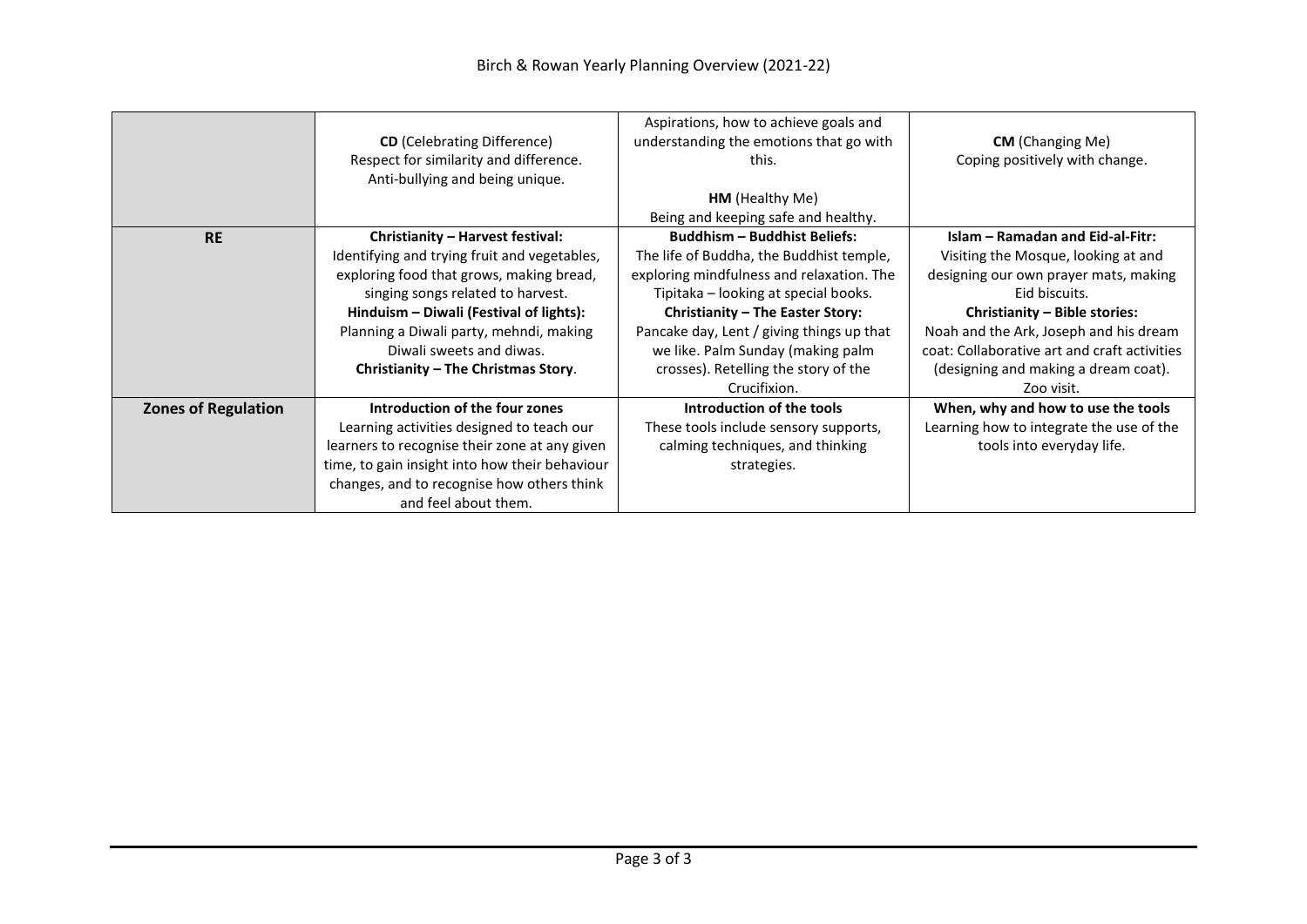# Birch & Rowan Yearly Planning Overview (2021-22)

| | | | |
|---|---|---|---|
| | **CD** (Celebrating Difference)<br>Respect for similarity and difference.<br>Anti-bullying and being unique. | Aspirations, how to achieve goals and understanding the emotions that go with this.<br><br>**HM** (Healthy Me)<br>Being and keeping safe and healthy. | **CM** (Changing Me)<br>Coping positively with change. |
| **RE** | **Christianity – Harvest festival:**<br>Identifying and trying fruit and vegetables, exploring food that grows, making bread, singing songs related to harvest.<br>**Hinduism – Diwali (Festival of lights):**<br>Planning a Diwali party, mehndi, making Diwali sweets and diwas.<br>**Christianity – The Christmas Story**. | **Buddhism – Buddhist Beliefs:**<br>The life of Buddha, the Buddhist temple, exploring mindfulness and relaxation. The Tipitaka – looking at special books.<br>**Christianity – The Easter Story:**<br>Pancake day, Lent / giving things up that we like. Palm Sunday (making palm crosses). Retelling the story of the Crucifixion. | **Islam – Ramadan and Eid-al-Fitr:**<br>Visiting the Mosque, looking at and designing our own prayer mats, making Eid biscuits.<br>**Christianity – Bible stories:**<br>Noah and the Ark, Joseph and his dream coat: Collaborative art and craft activities (designing and making a dream coat).<br>Zoo visit. |
| **Zones of Regulation** | **Introduction of the four zones**<br>Learning activities designed to teach our learners to recognise their zone at any given time, to gain insight into how their behaviour changes, and to recognise how others think and feel about them. | **Introduction of the tools**<br>These tools include sensory supports, calming techniques, and thinking strategies. | **When, why and how to use the tools**<br>Learning how to integrate the use of the tools into everyday life. |